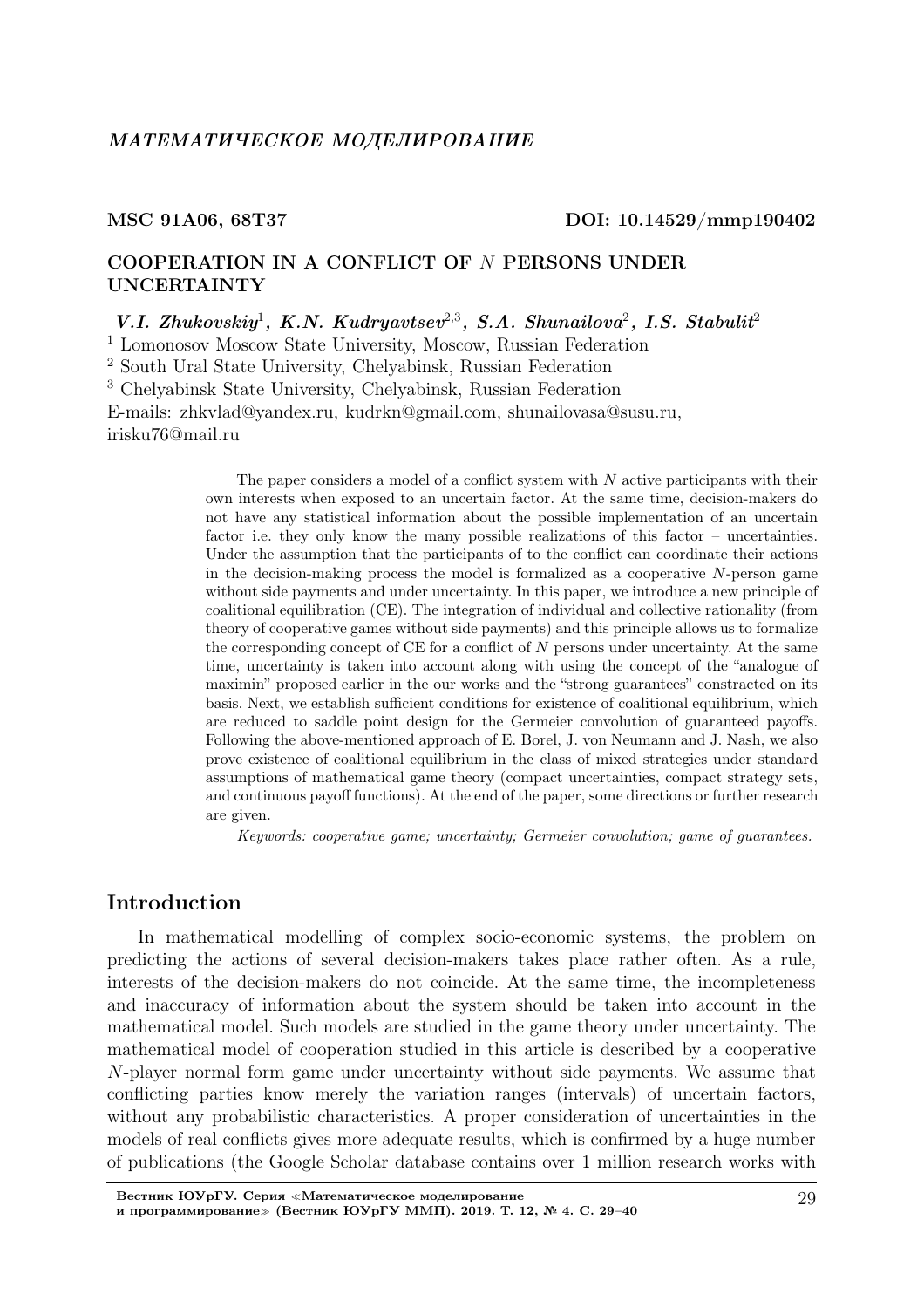*МАТЕМАТИЧЕСКОЕ МОДЕЛИРОВАНИЕ*

**MSC 91A06, 68T37** **DOI: 10.14529/mmp190402**

# COOPERATION IN A CONFLICT OF $N$ PERSONS UNDER UNCERTAINTY

***V.I. Zhukovskiy***[1]***, K.N. Kudryavtsev***[2,3]***, S.A. Shunailova***[2]***, I.S. Stabulit***[2]

[1] Lomonosov Moscow State University, Moscow, Russian Federation
[2] South Ural State University, Chelyabinsk, Russian Federation
[3] Chelyabinsk State University, Chelyabinsk, Russian Federation
E-mails: zhkvlad@yandex.ru, kudrkn@gmail.com, shunailovasa@susu.ru, irisku76@mail.ru

The paper considers a model of a conflict system with $N$ active participants with their own interests when exposed to an uncertain factor. At the same time, decision-makers do not have any statistical information about the possible implementation of an uncertain factor i.e. they only know the many possible realizations of this factor – uncertainties. Under the assumption that the participants of to the conflict can coordinate their actions in the decision-making process the model is formalized as a cooperative $N$-person game without side payments and under uncertainty. In this paper, we introduce a new principle of coalitional equilibration (CE). The integration of individual and collective rationality (from theory of cooperative games without side payments) and this principle allows us to formalize the corresponding concept of CE for a conflict of $N$ persons under uncertainty. At the same time, uncertainty is taken into account along with using the concept of the "analogue of maximin" proposed earlier in the our works and the "strong guarantees" constracted on its basis. Next, we establish sufficient conditions for existence of coalitional equilibrium, which are reduced to saddle point design for the Germeier convolution of guaranteed payoffs. Following the above-mentioned approach of E. Borel, J. von Neumann and J. Nash, we also prove existence of coalitional equilibrium in the class of mixed strategies under standard assumptions of mathematical game theory (compact uncertainties, compact strategy sets, and continuous payoff functions). At the end of the paper, some directions or further research are given.

*Keywords: cooperative game; uncertainty; Germeier convolution; game of guarantees.*

## Introduction

In mathematical modelling of complex socio-economic systems, the problem on predicting the actions of several decision-makers takes place rather often. As a rule, interests of the decision-makers do not coincide. At the same time, the incompleteness and inaccuracy of information about the system should be taken into account in the mathematical model. Such models are studied in the game theory under uncertainty. The mathematical model of cooperation studied in this article is described by a cooperative $N$-player normal form game under uncertainty without side payments. We assume that conflicting parties know merely the variation ranges (intervals) of uncertain factors, without any probabilistic characteristics. A proper consideration of uncertainties in the models of real conflicts gives more adequate results, which is confirmed by a huge number of publications (the Google Scholar database contains over 1 million research works with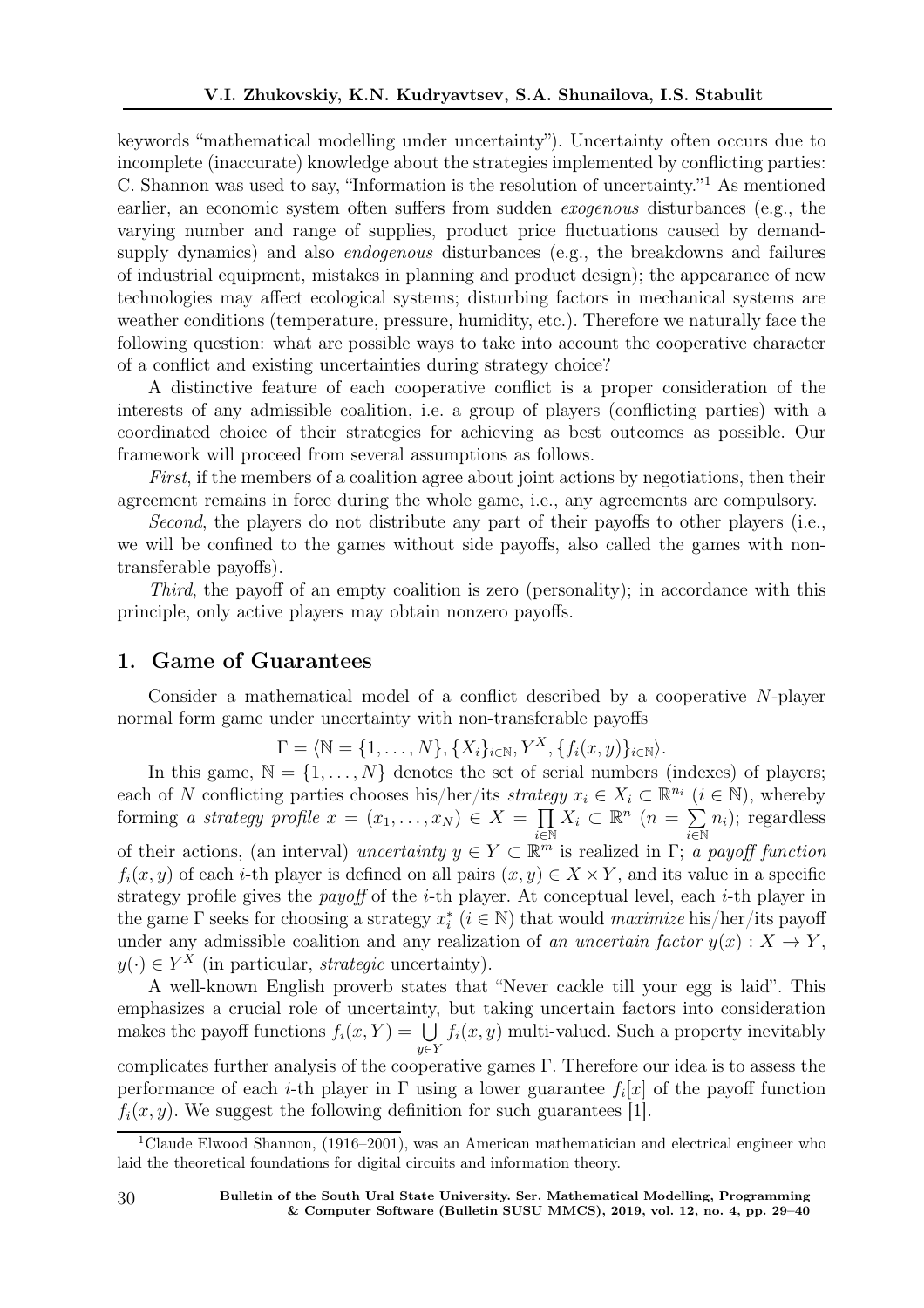keywords "mathematical modelling under uncertainty"). Uncertainty often occurs due to incomplete (inaccurate) knowledge about the strategies implemented by conflicting parties: C. Shannon was used to say, "Information is the resolution of uncertainty."[1] As mentioned earlier, an economic system often suffers from sudden *exogenous* disturbances (e.g., the varying number and range of supplies, product price fluctuations caused by demand-supply dynamics) and also *endogenous* disturbances (e.g., the breakdowns and failures of industrial equipment, mistakes in planning and product design); the appearance of new technologies may affect ecological systems; disturbing factors in mechanical systems are weather conditions (temperature, pressure, humidity, etc.). Therefore we naturally face the following question: what are possible ways to take into account the cooperative character of a conflict and existing uncertainties during strategy choice?

A distinctive feature of each cooperative conflict is a proper consideration of the interests of any admissible coalition, i.e. a group of players (conflicting parties) with a coordinated choice of their strategies for achieving as best outcomes as possible. Our framework will proceed from several assumptions as follows.

*First*, if the members of a coalition agree about joint actions by negotiations, then their agreement remains in force during the whole game, i.e., any agreements are compulsory.

*Second*, the players do not distribute any part of their payoffs to other players (i.e., we will be confined to the games without side payoffs, also called the games with non-transferable payoffs).

*Third*, the payoff of an empty coalition is zero (personality); in accordance with this principle, only active players may obtain nonzero payoffs.

## 1. Game of Guarantees

Consider a mathematical model of a conflict described by a cooperative $N$-player normal form game under uncertainty with non-transferable payoffs

$$\Gamma = \langle \mathbb{N} = \{1, \ldots, N\}, \{X_i\}_{i \in \mathbb{N}}, Y^X, \{f_i(x, y)\}_{i \in \mathbb{N}} \rangle.$$

In this game, $\mathbb{N} = \{1, \ldots, N\}$ denotes the set of serial numbers (indexes) of players; each of $N$ conflicting parties chooses his/her/its *strategy* $x_i \in X_i \subset \mathbb{R}^{n_i}$ $(i \in \mathbb{N})$, whereby forming *a strategy profile* $x = (x_1, \ldots, x_N) \in X = \prod\limits_{i \in \mathbb{N}} X_i \subset \mathbb{R}^n$ $(n = \sum\limits_{i \in \mathbb{N}} n_i)$; regardless of their actions, (an interval) *uncertainty* $y \in Y \subset \mathbb{R}^m$ is realized in $\Gamma$; *a payoff function* $f_i(x, y)$ of each $i$-th player is defined on all pairs $(x, y) \in X \times Y$, and its value in a specific strategy profile gives the *payoff* of the $i$-th player. At conceptual level, each $i$-th player in the game $\Gamma$ seeks for choosing a strategy $x_i^*$ $(i \in \mathbb{N})$ that would *maximize* his/her/its payoff under any admissible coalition and any realization of *an uncertain factor* $y(x) : X \to Y$, $y(\cdot) \in Y^X$ (in particular, *strategic* uncertainty).

A well-known English proverb states that "Never cackle till your egg is laid". This emphasizes a crucial role of uncertainty, but taking uncertain factors into consideration makes the payoff functions $f_i(x, Y) = \bigcup\limits_{y \in Y} f_i(x, y)$ multi-valued. Such a property inevitably complicates further analysis of the cooperative games $\Gamma$. Therefore our idea is to assess the performance of each $i$-th player in $\Gamma$ using a lower guarantee $f_i[x]$ of the payoff function $f_i(x, y)$. We suggest the following definition for such guarantees [1].

[1] Claude Elwood Shannon, (1916–2001), was an American mathematician and electrical engineer who laid the theoretical foundations for digital circuits and information theory.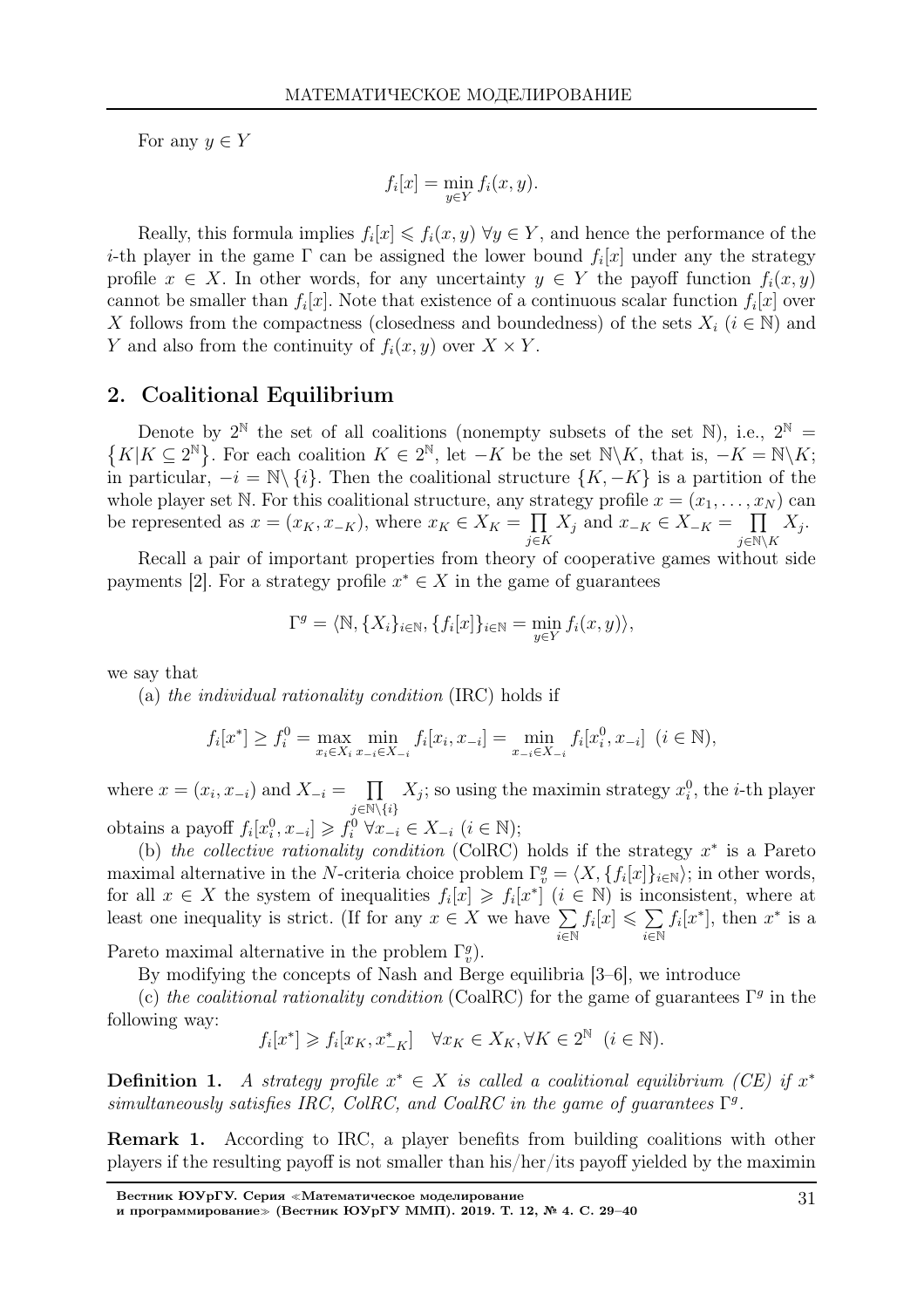For any $y \in Y$

$$f_i[x] = \min_{y \in Y} f_i(x, y).$$

Really, this formula implies $f_i[x] \leqslant f_i(x, y) \ \forall y \in Y$, and hence the performance of the $i$-th player in the game $\Gamma$ can be assigned the lower bound $f_i[x]$ under any the strategy profile $x \in X$. In other words, for any uncertainty $y \in Y$ the payoff function $f_i(x, y)$ cannot be smaller than $f_i[x]$. Note that existence of a continuous scalar function $f_i[x]$ over $X$ follows from the compactness (closedness and boundedness) of the sets $X_i$ ($i \in \mathbb{N}$) and $Y$ and also from the continuity of $f_i(x, y)$ over $X \times Y$.

## 2. Coalitional Equilibrium

Denote by $2^{\mathbb{N}}$ the set of all coalitions (nonempty subsets of the set $\mathbb{N}$), i.e., $2^{\mathbb{N}} = \{K | K \subseteq 2^{\mathbb{N}}\}$. For each coalition $K \in 2^{\mathbb{N}}$, let $-K$ be the set $\mathbb{N} \backslash K$, that is, $-K = \mathbb{N} \backslash K$; in particular, $-i = \mathbb{N} \backslash \{i\}$. Then the coalitional structure $\{K, -K\}$ is a partition of the whole player set $\mathbb{N}$. For this coalitional structure, any strategy profile $x = (x_1, \ldots, x_N)$ can be represented as $x = (x_K, x_{-K})$, where $x_K \in X_K = \prod\limits_{j \in K} X_j$ and $x_{-K} \in X_{-K} = \prod\limits_{j \in \mathbb{N} \backslash K} X_j$.

Recall a pair of important properties from theory of cooperative games without side payments [2]. For a strategy profile $x^* \in X$ in the game of guarantees

$$\Gamma^g = \langle \mathbb{N}, \{X_i\}_{i \in \mathbb{N}}, \{f_i[x]\}_{i \in \mathbb{N}} = \min_{y \in Y} f_i(x, y) \rangle,$$

we say that

(a) *the individual rationality condition* (IRC) holds if

$$f_i[x^*] \geq f_i^0 = \max_{x_i \in X_i} \min_{x_{-i} \in X_{-i}} f_i[x_i, x_{-i}] = \min_{x_{-i} \in X_{-i}} f_i[x_i^0, x_{-i}] \ \ (i \in \mathbb{N}),$$

where $x = (x_i, x_{-i})$ and $X_{-i} = \prod\limits_{j \in \mathbb{N} \backslash \{i\}} X_j$; so using the maximin strategy $x_i^0$, the $i$-th player obtains a payoff $f_i[x_i^0, x_{-i}] \geqslant f_i^0 \ \forall x_{-i} \in X_{-i}$ ($i \in \mathbb{N}$);

(b) *the collective rationality condition* (ColRC) holds if the strategy $x^*$ is a Pareto maximal alternative in the $N$-criteria choice problem $\Gamma_v^g = \langle X, \{f_i[x]\}_{i \in \mathbb{N}} \rangle$; in other words, for all $x \in X$ the system of inequalities $f_i[x] \geqslant f_i[x^*]$ ($i \in \mathbb{N}$) is inconsistent, where at least one inequality is strict. (If for any $x \in X$ we have $\sum\limits_{i \in \mathbb{N}} f_i[x] \leqslant \sum\limits_{i \in \mathbb{N}} f_i[x^*]$, then $x^*$ is a Pareto maximal alternative in the problem $\Gamma_v^g$).

By modifying the concepts of Nash and Berge equilibria [3–6], we introduce

(c) *the coalitional rationality condition* (CoalRC) for the game of guarantees $\Gamma^g$ in the following way:

$$f_i[x^*] \geqslant f_i[x_K, x_{-K}^*] \quad \forall x_K \in X_K, \forall K \in 2^{\mathbb{N}} \ \ (i \in \mathbb{N}).$$

**Definition 1.** *A strategy profile $x^* \in X$ is called a coalitional equilibrium (CE) if $x^*$ simultaneously satisfies IRC, ColRC, and CoalRC in the game of guarantees $\Gamma^g$.*

**Remark 1.** According to IRC, a player benefits from building coalitions with other players if the resulting payoff is not smaller than his/her/its payoff yielded by the maximin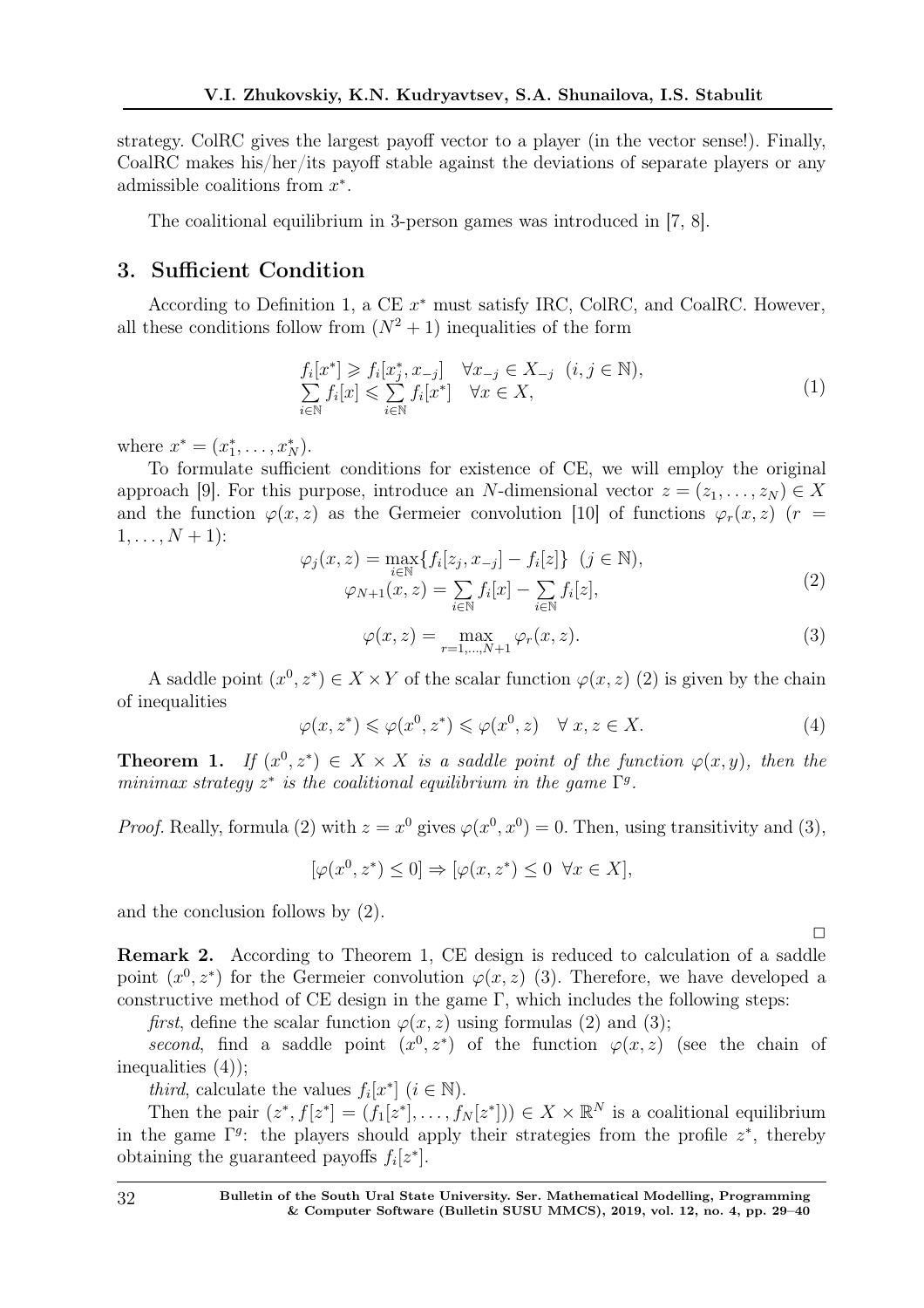strategy. ColRC gives the largest payoff vector to a player (in the vector sense!). Finally, CoalRC makes his/her/its payoff stable against the deviations of separate players or any admissible coalitions from $x^*$.

The coalitional equilibrium in 3-person games was introduced in [7, 8].

## 3. Sufficient Condition

According to Definition 1, a CE $x^*$ must satisfy IRC, ColRC, and CoalRC. However, all these conditions follow from $(N^2+1)$ inequalities of the form

$$
\begin{array}{l}
f_i[x^*] \geqslant f_i[x_j^*, x_{-j}] \quad \forall x_{-j} \in X_{-j} \;\; (i, j \in \mathbb{N}), \\
\sum\limits_{i\in\mathbb{N}} f_i[x] \leqslant \sum\limits_{i\in\mathbb{N}} f_i[x^*] \quad \forall x \in X,
\end{array}
\tag{1}
$$

where $x^* = (x_1^*, \ldots, x_N^*)$.

To formulate sufficient conditions for existence of CE, we will employ the original approach [9]. For this purpose, introduce an $N$-dimensional vector $z = (z_1, \ldots, z_N) \in X$ and the function $\varphi(x, z)$ as the Germeier convolution [10] of functions $\varphi_r(x, z)$ ($r = 1, \ldots, N+1$):

$$
\begin{array}{c}
\varphi_j(x, z) = \max\limits_{i\in\mathbb{N}} \{f_i[z_j, x_{-j}] - f_i[z]\} \;\; (j \in \mathbb{N}), \\
\varphi_{N+1}(x, z) = \sum\limits_{i\in\mathbb{N}} f_i[x] - \sum\limits_{i\in\mathbb{N}} f_i[z],
\end{array}
\tag{2}
$$

$$
\varphi(x, z) = \max_{r=1,\ldots,N+1} \varphi_r(x, z). \tag{3}
$$

A saddle point $(x^0, z^*) \in X \times Y$ of the scalar function $\varphi(x, z)$ (2) is given by the chain of inequalities

$$
\varphi(x, z^*) \leqslant \varphi(x^0, z^*) \leqslant \varphi(x^0, z) \quad \forall\, x, z \in X. \tag{4}
$$

**Theorem 1.** *If $(x^0, z^*) \in X \times X$ is a saddle point of the function $\varphi(x, y)$, then the minimax strategy $z^*$ is the coalitional equilibrium in the game $\Gamma^g$.*

*Proof.* Really, formula (2) with $z = x^0$ gives $\varphi(x^0, x^0) = 0$. Then, using transitivity and (3),

$$
[\varphi(x^0, z^*) \leq 0] \Rightarrow [\varphi(x, z^*) \leq 0 \;\; \forall x \in X],
$$

and the conclusion follows by (2).

□

**Remark 2.** According to Theorem 1, CE design is reduced to calculation of a saddle point $(x^0, z^*)$ for the Germeier convolution $\varphi(x, z)$ (3). Therefore, we have developed a constructive method of CE design in the game $\Gamma$, which includes the following steps:

*first*, define the scalar function $\varphi(x, z)$ using formulas (2) and (3);

*second*, find a saddle point $(x^0, z^*)$ of the function $\varphi(x, z)$ (see the chain of inequalities (4));

*third*, calculate the values $f_i[x^*]$ ($i \in \mathbb{N}$).

Then the pair $(z^*, f[z^*] = (f_1[z^*], \ldots, f_N[z^*])) \in X \times \mathbb{R}^N$ is a coalitional equilibrium in the game $\Gamma^g$: the players should apply their strategies from the profile $z^*$, thereby obtaining the guaranteed payoffs $f_i[z^*]$.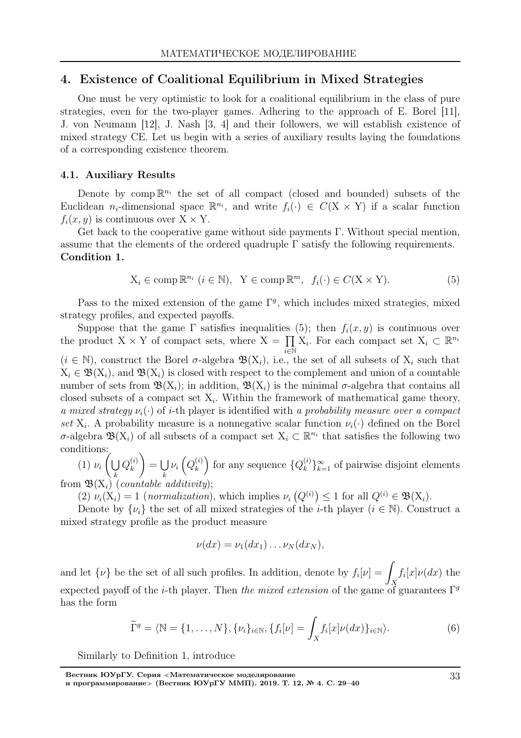## 4. Existence of Coalitional Equilibrium in Mixed Strategies

One must be very optimistic to look for a coalitional equilibrium in the class of pure strategies, even for the two-player games. Adhering to the approach of E. Borel [11], J. von Neumann [12], J. Nash [3, 4] and their followers, we will establish existence of mixed strategy CE. Let us begin with a series of auxiliary results laying the foundations of a corresponding existence theorem.

### 4.1. Auxiliary Results

Denote by $\operatorname{comp}\mathbb{R}^{n_i}$ the set of all compact (closed and bounded) subsets of the Euclidean $n_i$-dimensional space $\mathbb{R}^{n_i}$, and write $f_i(\cdot) \in C(\mathrm{X} \times \mathrm{Y})$ if a scalar function $f_i(x, y)$ is continuous over $\mathrm{X} \times \mathrm{Y}$.

Get back to the cooperative game without side payments $\Gamma$. Without special mention, assume that the elements of the ordered quadruple $\Gamma$ satisfy the following requirements.
**Condition 1.**

$$\mathrm{X}_i \in \operatorname{comp}\mathbb{R}^{n_i} \ (i \in \mathbb{N}), \quad \mathrm{Y} \in \operatorname{comp}\mathbb{R}^{m}, \quad f_i(\cdot) \in C(\mathrm{X} \times \mathrm{Y}). \tag{5}$$

Pass to the mixed extension of the game $\Gamma^g$, which includes mixed strategies, mixed strategy profiles, and expected payoffs.

Suppose that the game $\Gamma$ satisfies inequalities (5); then $f_i(x, y)$ is continuous over the product $\mathrm{X} \times \mathrm{Y}$ of compact sets, where $\mathrm{X} = \prod_{i \in \mathbb{N}} \mathrm{X}_i$. For each compact set $\mathrm{X}_i \subset \mathbb{R}^{n_i}$ ($i \in \mathbb{N}$), construct the Borel $\sigma$-algebra $\mathfrak{B}(\mathrm{X}_i)$, i.e., the set of all subsets of $\mathrm{X}_i$ such that $\mathrm{X}_i \in \mathfrak{B}(\mathrm{X}_i)$, and $\mathfrak{B}(\mathrm{X}_i)$ is closed with respect to the complement and union of a countable number of sets from $\mathfrak{B}(\mathrm{X}_i)$; in addition, $\mathfrak{B}(\mathrm{X}_i)$ is the minimal $\sigma$-algebra that contains all closed subsets of a compact set $\mathrm{X}_i$. Within the framework of mathematical game theory, *a mixed strategy* $\nu_i(\cdot)$ of $i$-th player is identified with *a probability measure over a compact set* $\mathrm{X}_i$. A probability measure is a nonnegative scalar function $\nu_i(\cdot)$ defined on the Borel $\sigma$-algebra $\mathfrak{B}(\mathrm{X}_i)$ of all subsets of a compact set $\mathrm{X}_i \subset \mathbb{R}^{n_i}$ that satisfies the following two conditions:

(1) $\nu_i\left(\bigcup\limits_k Q_k^{(i)}\right) = \bigcup\limits_k \nu_i\left(Q_k^{(i)}\right)$ for any sequence $\{Q_k^{(i)}\}_{k=1}^{\infty}$ of pairwise disjoint elements from $\mathfrak{B}(\mathrm{X}_i)$ (*countable additivity*);

(2) $\nu_i(\mathrm{X}_i) = 1$ (*normalization*), which implies $\nu_i\left(Q^{(i)}\right) \leq 1$ for all $Q^{(i)} \in \mathfrak{B}(\mathrm{X}_i)$.

Denote by $\{\nu_i\}$ the set of all mixed strategies of the $i$-th player ($i \in \mathbb{N}$). Construct a mixed strategy profile as the product measure

$$\nu(dx) = \nu_1(dx_1) \ldots \nu_N(dx_N),$$

and let $\{\nu\}$ be the set of all such profiles. In addition, denote by $f_i[\nu] = \int\limits_X f_i[x]\nu(dx)$ the expected payoff of the $i$-th player. Then *the mixed extension* of the game of guarantees $\Gamma^g$ has the form

$$\widetilde{\Gamma}^g = \langle \mathbb{N} = \{1, \ldots, N\}, \{\nu_i\}_{i \in \mathbb{N}}, \{f_i[\nu] = \int\limits_X f_i[x]\nu(dx)\}_{i \in \mathbb{N}} \rangle. \tag{6}$$

Similarly to Definition 1, introduce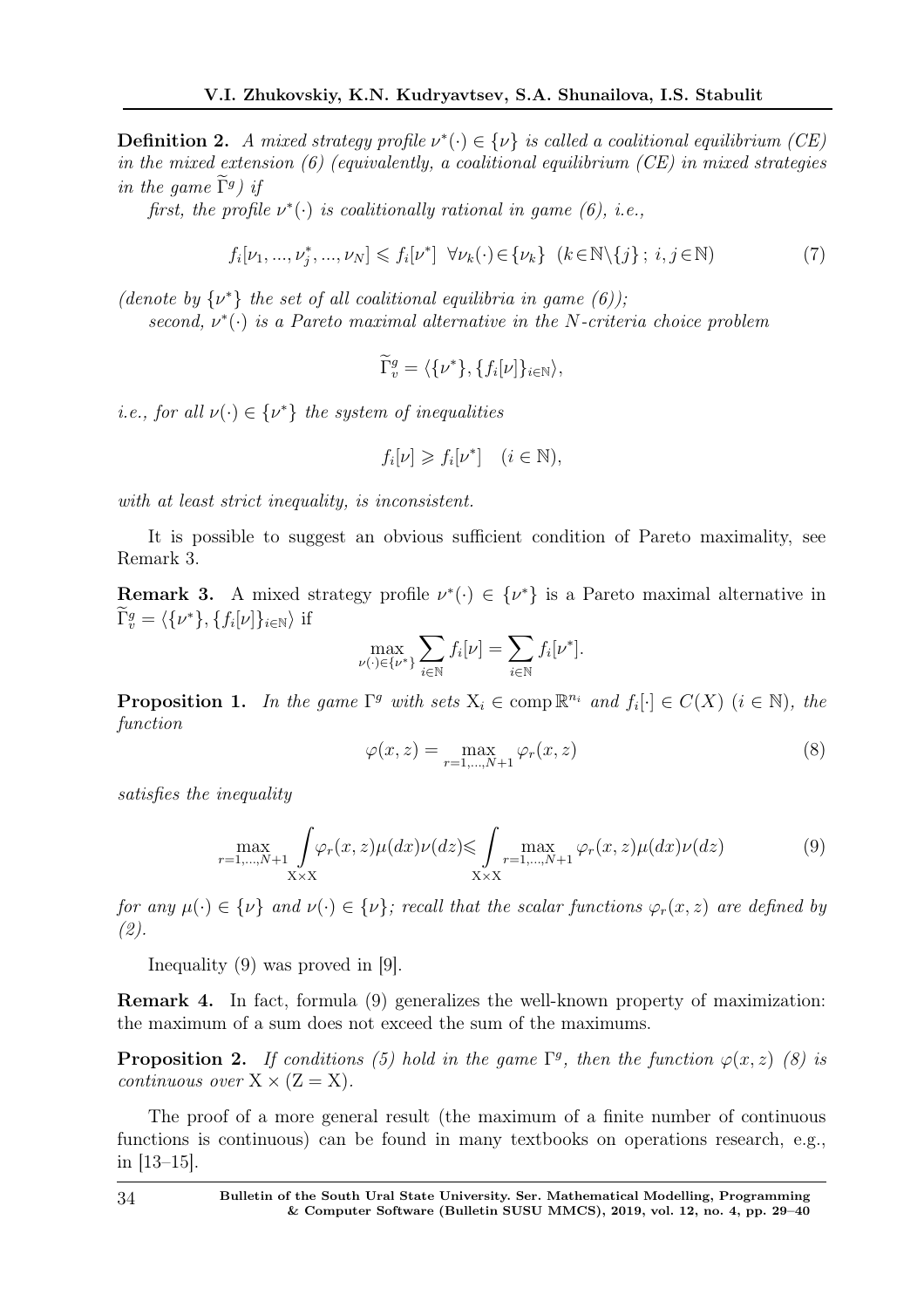**Definition 2.** *A mixed strategy profile $\nu^*(\cdot) \in \{\nu\}$ is called a coalitional equilibrium (CE) in the mixed extension (6) (equivalently, a coalitional equilibrium (CE) in mixed strategies in the game $\widetilde{\Gamma}^g$) if*

*first, the profile $\nu^*(\cdot)$ is coalitionally rational in game (6), i.e.,*

$$f_i[\nu_1, ..., \nu_j^*, ..., \nu_N] \leqslant f_i[\nu^*] \;\; \forall \nu_k(\cdot) \in \{\nu_k\} \;\; (k \in \mathbb{N} \backslash \{j\}\,;\, i, j \in \mathbb{N}) \tag{7}$$

*(denote by $\{\nu^*\}$ the set of all coalitional equilibria in game (6));*

*second, $\nu^*(\cdot)$ is a Pareto maximal alternative in the $N$-criteria choice problem*

$$\widetilde{\Gamma}_v^g = \langle \{\nu^*\}, \{f_i[\nu]\}_{i \in \mathbb{N}} \rangle,$$

*i.e., for all $\nu(\cdot) \in \{\nu^*\}$ the system of inequalities*

$$f_i[\nu] \geqslant f_i[\nu^*] \quad (i \in \mathbb{N}),$$

*with at least strict inequality, is inconsistent.*

It is possible to suggest an obvious sufficient condition of Pareto maximality, see Remark 3.

**Remark 3.** A mixed strategy profile $\nu^*(\cdot) \in \{\nu^*\}$ is a Pareto maximal alternative in $\widetilde{\Gamma}_v^g = \langle \{\nu^*\}, \{f_i[\nu]\}_{i \in \mathbb{N}} \rangle$ if

$$\max_{\nu(\cdot) \in \{\nu^*\}} \sum_{i \in \mathbb{N}} f_i[\nu] = \sum_{i \in \mathbb{N}} f_i[\nu^*].$$

**Proposition 1.** *In the game $\Gamma^g$ with sets $\mathrm{X}_i \in \operatorname{comp} \mathbb{R}^{n_i}$ and $f_i[\cdot] \in C(X)$ $(i \in \mathbb{N})$, the function*

$$\varphi(x, z) = \max_{r=1,...,N+1} \varphi_r(x, z) \tag{8}$$

*satisfies the inequality*

$$\max_{r=1,...,N+1} \int\limits_{\mathrm{X} \times \mathrm{X}} \varphi_r(x, z) \mu(dx) \nu(dz) \leqslant \int\limits_{\mathrm{X} \times \mathrm{X}} \max_{r=1,...,N+1} \varphi_r(x, z) \mu(dx) \nu(dz) \tag{9}$$

*for any $\mu(\cdot) \in \{\nu\}$ and $\nu(\cdot) \in \{\nu\}$; recall that the scalar functions $\varphi_r(x, z)$ are defined by (2).*

Inequality (9) was proved in [9].

**Remark 4.** In fact, formula (9) generalizes the well-known property of maximization: the maximum of a sum does not exceed the sum of the maximums.

**Proposition 2.** *If conditions (5) hold in the game $\Gamma^g$, then the function $\varphi(x, z)$ (8) is continuous over $\mathrm{X} \times (\mathrm{Z} = \mathrm{X})$.*

The proof of a more general result (the maximum of a finite number of continuous functions is continuous) can be found in many textbooks on operations research, e.g., in [13–15].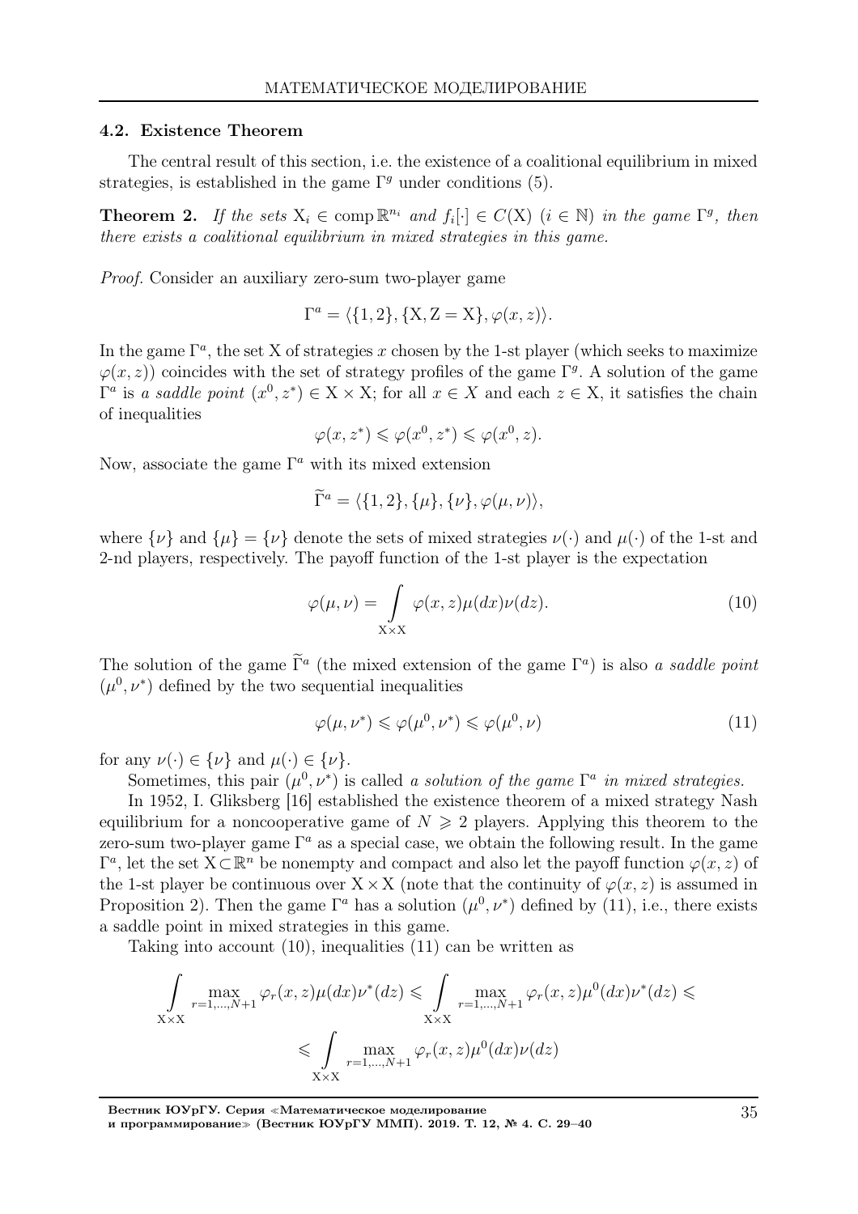### 4.2. Existence Theorem

The central result of this section, i.e. the existence of a coalitional equilibrium in mixed strategies, is established in the game $\Gamma^g$ under conditions (5).

**Theorem 2.** *If the sets $\mathrm{X}_i \in \operatorname{comp} \mathbb{R}^{n_i}$ and $f_i[\cdot] \in C(\mathrm{X})$ $(i \in \mathbb{N})$ in the game $\Gamma^g$, then there exists a coalitional equilibrium in mixed strategies in this game.*

*Proof.* Consider an auxiliary zero-sum two-player game

$$\Gamma^a = \langle \{1, 2\}, \{\mathrm{X}, \mathrm{Z} = \mathrm{X}\}, \varphi(x, z)\rangle.$$

In the game $\Gamma^a$, the set X of strategies $x$ chosen by the 1-st player (which seeks to maximize $\varphi(x, z)$) coincides with the set of strategy profiles of the game $\Gamma^g$. A solution of the game $\Gamma^a$ is *a saddle point* $(x^0, z^*) \in \mathrm{X} \times \mathrm{X}$; for all $x \in X$ and each $z \in \mathrm{X}$, it satisfies the chain of inequalities

$$\varphi(x, z^*) \leqslant \varphi(x^0, z^*) \leqslant \varphi(x^0, z).$$

Now, associate the game $\Gamma^a$ with its mixed extension

$$\widetilde{\Gamma}^a = \langle \{1, 2\}, \{\mu\}, \{\nu\}, \varphi(\mu, \nu)\rangle,$$

where $\{\nu\}$ and $\{\mu\} = \{\nu\}$ denote the sets of mixed strategies $\nu(\cdot)$ and $\mu(\cdot)$ of the 1-st and 2-nd players, respectively. The payoff function of the 1-st player is the expectation

$$\varphi(\mu, \nu) = \int\limits_{\mathrm{X}\times\mathrm{X}} \varphi(x, z)\mu(dx)\nu(dz). \tag{10}$$

The solution of the game $\widetilde{\Gamma}^a$ (the mixed extension of the game $\Gamma^a$) is also *a saddle point* $(\mu^0, \nu^*)$ defined by the two sequential inequalities

$$\varphi(\mu, \nu^*) \leqslant \varphi(\mu^0, \nu^*) \leqslant \varphi(\mu^0, \nu) \tag{11}$$

for any $\nu(\cdot) \in \{\nu\}$ and $\mu(\cdot) \in \{\nu\}$.

Sometimes, this pair $(\mu^0, \nu^*)$ is called *a solution of the game $\Gamma^a$ in mixed strategies.*

In 1952, I. Gliksberg [16] established the existence theorem of a mixed strategy Nash equilibrium for a noncooperative game of $N \geqslant 2$ players. Applying this theorem to the zero-sum two-player game $\Gamma^a$ as a special case, we obtain the following result. In the game $\Gamma^a$, let the set $\mathrm{X} \subset \mathbb{R}^n$ be nonempty and compact and also let the payoff function $\varphi(x, z)$ of the 1-st player be continuous over $\mathrm{X} \times \mathrm{X}$ (note that the continuity of $\varphi(x, z)$ is assumed in Proposition 2). Then the game $\Gamma^a$ has a solution $(\mu^0, \nu^*)$ defined by (11), i.e., there exists a saddle point in mixed strategies in this game.

Taking into account (10), inequalities (11) can be written as

$$\int\limits_{\mathrm{X}\times\mathrm{X}} \max_{r=1,\dots,N+1} \varphi_r(x, z)\mu(dx)\nu^*(dz) \leqslant \int\limits_{\mathrm{X}\times\mathrm{X}} \max_{r=1,\dots,N+1} \varphi_r(x, z)\mu^0(dx)\nu^*(dz) \leqslant$$

$$\leqslant \int\limits_{\mathrm{X}\times\mathrm{X}} \max_{r=1,\dots,N+1} \varphi_r(x, z)\mu^0(dx)\nu(dz)$$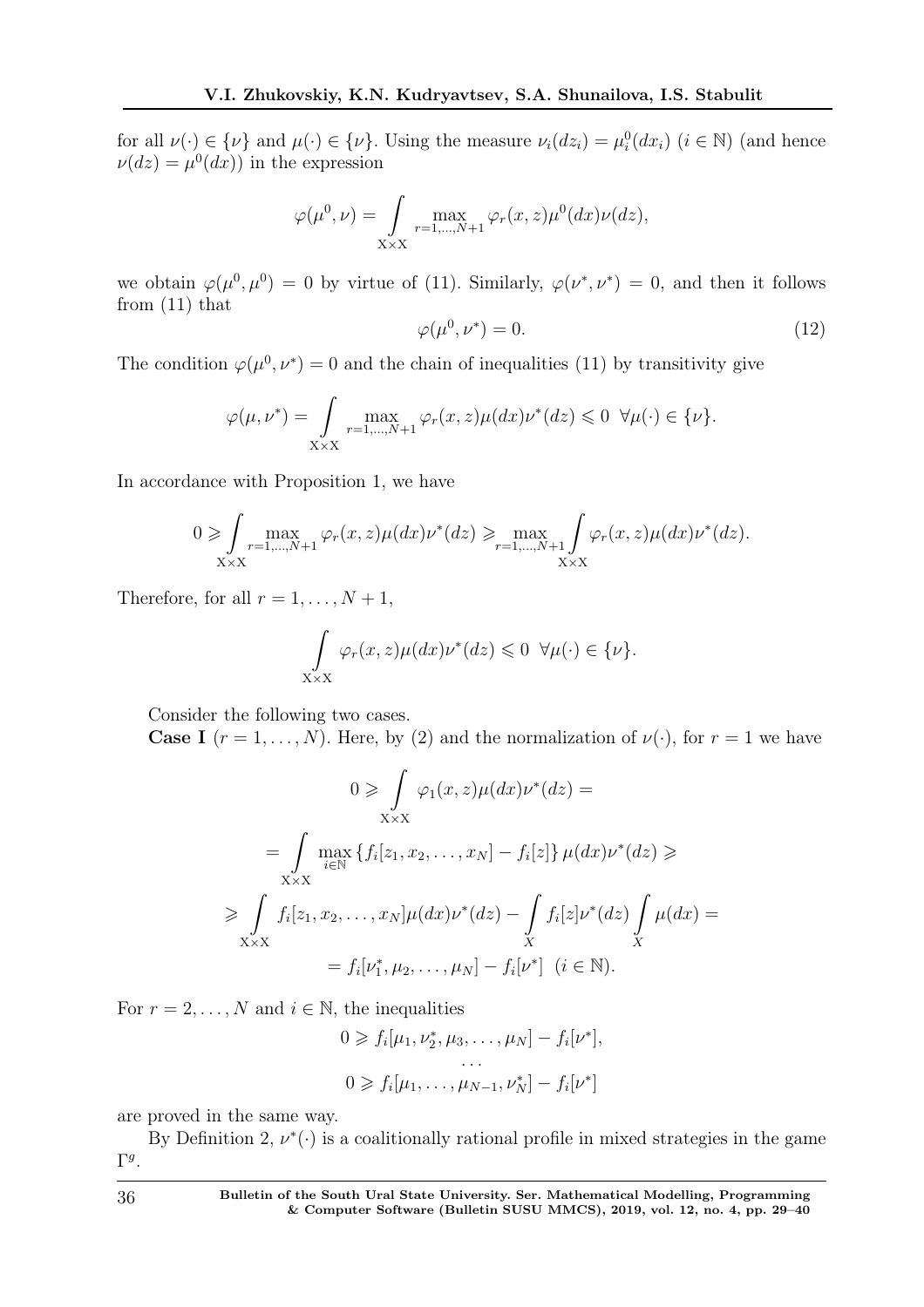for all $\nu(\cdot) \in \{\nu\}$ and $\mu(\cdot) \in \{\nu\}$. Using the measure $\nu_i(dz_i) = \mu_i^0(dx_i)$ $(i \in \mathbb{N})$ (and hence $\nu(dz) = \mu^0(dx)$) in the expression

$$\varphi(\mu^0, \nu) = \int\limits_{\mathrm{X}\times\mathrm{X}} \max_{r=1,\ldots,N+1} \varphi_r(x,z)\mu^0(dx)\nu(dz),$$

we obtain $\varphi(\mu^0, \mu^0) = 0$ by virtue of (11). Similarly, $\varphi(\nu^*, \nu^*) = 0$, and then it follows from (11) that

$$\varphi(\mu^0, \nu^*) = 0. \tag{12}$$

The condition $\varphi(\mu^0, \nu^*) = 0$ and the chain of inequalities (11) by transitivity give

$$\varphi(\mu, \nu^*) = \int\limits_{\mathrm{X}\times\mathrm{X}} \max_{r=1,\ldots,N+1} \varphi_r(x,z)\mu(dx)\nu^*(dz) \leqslant 0 \ \ \forall \mu(\cdot) \in \{\nu\}.$$

In accordance with Proposition 1, we have

$$0 \geqslant \int\limits_{\mathrm{X}\times\mathrm{X}} \max_{r=1,\ldots,N+1} \varphi_r(x,z)\mu(dx)\nu^*(dz) \geqslant \max_{r=1,\ldots,N+1} \int\limits_{\mathrm{X}\times\mathrm{X}} \varphi_r(x,z)\mu(dx)\nu^*(dz).$$

Therefore, for all $r = 1, \ldots, N+1$,

$$\int\limits_{\mathrm{X}\times\mathrm{X}} \varphi_r(x,z)\mu(dx)\nu^*(dz) \leqslant 0 \ \ \forall \mu(\cdot) \in \{\nu\}.$$

Consider the following two cases.

**Case I** ($r = 1, \ldots, N$). Here, by (2) and the normalization of $\nu(\cdot)$, for $r = 1$ we have

$$0 \geqslant \int\limits_{\mathrm{X}\times\mathrm{X}} \varphi_1(x,z)\mu(dx)\nu^*(dz) =$$

$$= \int\limits_{\mathrm{X}\times\mathrm{X}} \max_{i\in\mathbb{N}} \left\{ f_i[z_1, x_2, \ldots, x_N] - f_i[z] \right\} \mu(dx)\nu^*(dz) \geqslant$$

$$\geqslant \int\limits_{\mathrm{X}\times\mathrm{X}} f_i[z_1, x_2, \ldots, x_N]\mu(dx)\nu^*(dz) - \int\limits_{X} f_i[z]\nu^*(dz) \int\limits_{X} \mu(dx) =$$

$$= f_i[\nu_1^*, \mu_2, \ldots, \mu_N] - f_i[\nu^*] \ \ (i \in \mathbb{N}).$$

For $r = 2, \ldots, N$ and $i \in \mathbb{N}$, the inequalities

$$0 \geqslant f_i[\mu_1, \nu_2^*, \mu_3, \ldots, \mu_N] - f_i[\nu^*],$$
$$\ldots$$
$$0 \geqslant f_i[\mu_1, \ldots, \mu_{N-1}, \nu_N^*] - f_i[\nu^*]$$

are proved in the same way.

By Definition 2, $\nu^*(\cdot)$ is a coalitionally rational profile in mixed strategies in the game $\Gamma^g$.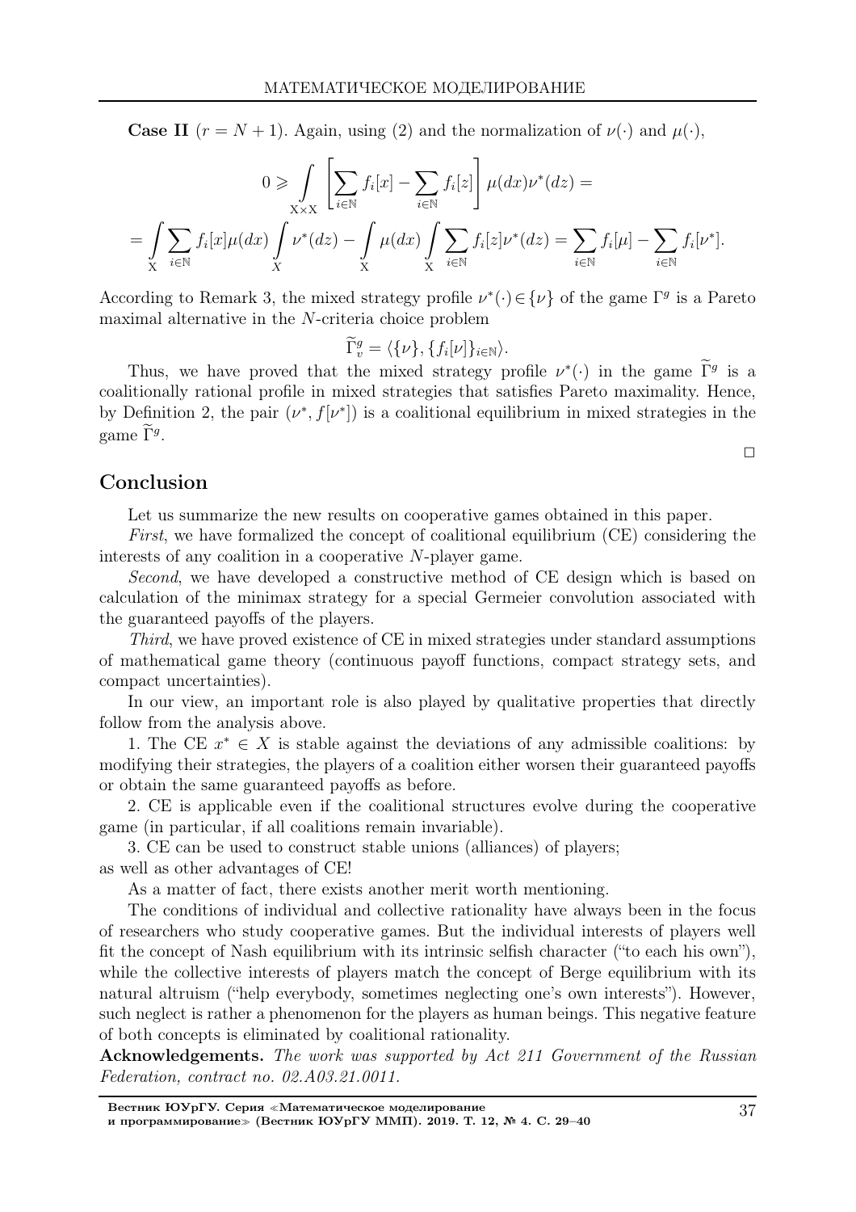**Case II** ($r = N + 1$). Again, using (2) and the normalization of $\nu(\cdot)$ and $\mu(\cdot)$,

$$0 \geqslant \int\limits_{\mathrm{X}\times\mathrm{X}} \left[\sum_{i\in\mathbb{N}} f_i[x] - \sum_{i\in\mathbb{N}} f_i[z]\right] \mu(dx)\nu^*(dz) =$$

$$= \int\limits_{\mathrm{X}} \sum_{i\in\mathbb{N}} f_i[x]\mu(dx) \int\limits_{X} \nu^*(dz) - \int\limits_{\mathrm{X}} \mu(dx) \int\limits_{\mathrm{X}} \sum_{i\in\mathbb{N}} f_i[z]\nu^*(dz) = \sum_{i\in\mathbb{N}} f_i[\mu] - \sum_{i\in\mathbb{N}} f_i[\nu^*].$$

According to Remark 3, the mixed strategy profile $\nu^*(\cdot) \in \{\nu\}$ of the game $\Gamma^g$ is a Pareto maximal alternative in the $N$-criteria choice problem

$$\widetilde{\Gamma}^g_v = \langle \{\nu\}, \{f_i[\nu]\}_{i\in\mathbb{N}} \rangle.$$

Thus, we have proved that the mixed strategy profile $\nu^*(\cdot)$ in the game $\widetilde{\Gamma}^g$ is a coalitionally rational profile in mixed strategies that satisfies Pareto maximality. Hence, by Definition 2, the pair $(\nu^*, f[\nu^*])$ is a coalitional equilibrium in mixed strategies in the game $\widetilde{\Gamma}^g$.

□

## Conclusion

Let us summarize the new results on cooperative games obtained in this paper.

*First*, we have formalized the concept of coalitional equilibrium (CE) considering the interests of any coalition in a cooperative $N$-player game.

*Second*, we have developed a constructive method of CE design which is based on calculation of the minimax strategy for a special Germeier convolution associated with the guaranteed payoffs of the players.

*Third*, we have proved existence of CE in mixed strategies under standard assumptions of mathematical game theory (continuous payoff functions, compact strategy sets, and compact uncertainties).

In our view, an important role is also played by qualitative properties that directly follow from the analysis above.

1. The CE $x^* \in X$ is stable against the deviations of any admissible coalitions: by modifying their strategies, the players of a coalition either worsen their guaranteed payoffs or obtain the same guaranteed payoffs as before.

2. CE is applicable even if the coalitional structures evolve during the cooperative game (in particular, if all coalitions remain invariable).

3. CE can be used to construct stable unions (alliances) of players;
as well as other advantages of CE!

As a matter of fact, there exists another merit worth mentioning.

The conditions of individual and collective rationality have always been in the focus of researchers who study cooperative games. But the individual interests of players well fit the concept of Nash equilibrium with its intrinsic selfish character ("to each his own"), while the collective interests of players match the concept of Berge equilibrium with its natural altruism ("help everybody, sometimes neglecting one's own interests"). However, such neglect is rather a phenomenon for the players as human beings. This negative feature of both concepts is eliminated by coalitional rationality.

**Acknowledgements.** *The work was supported by Act 211 Government of the Russian Federation, contract no. 02.A03.21.0011.*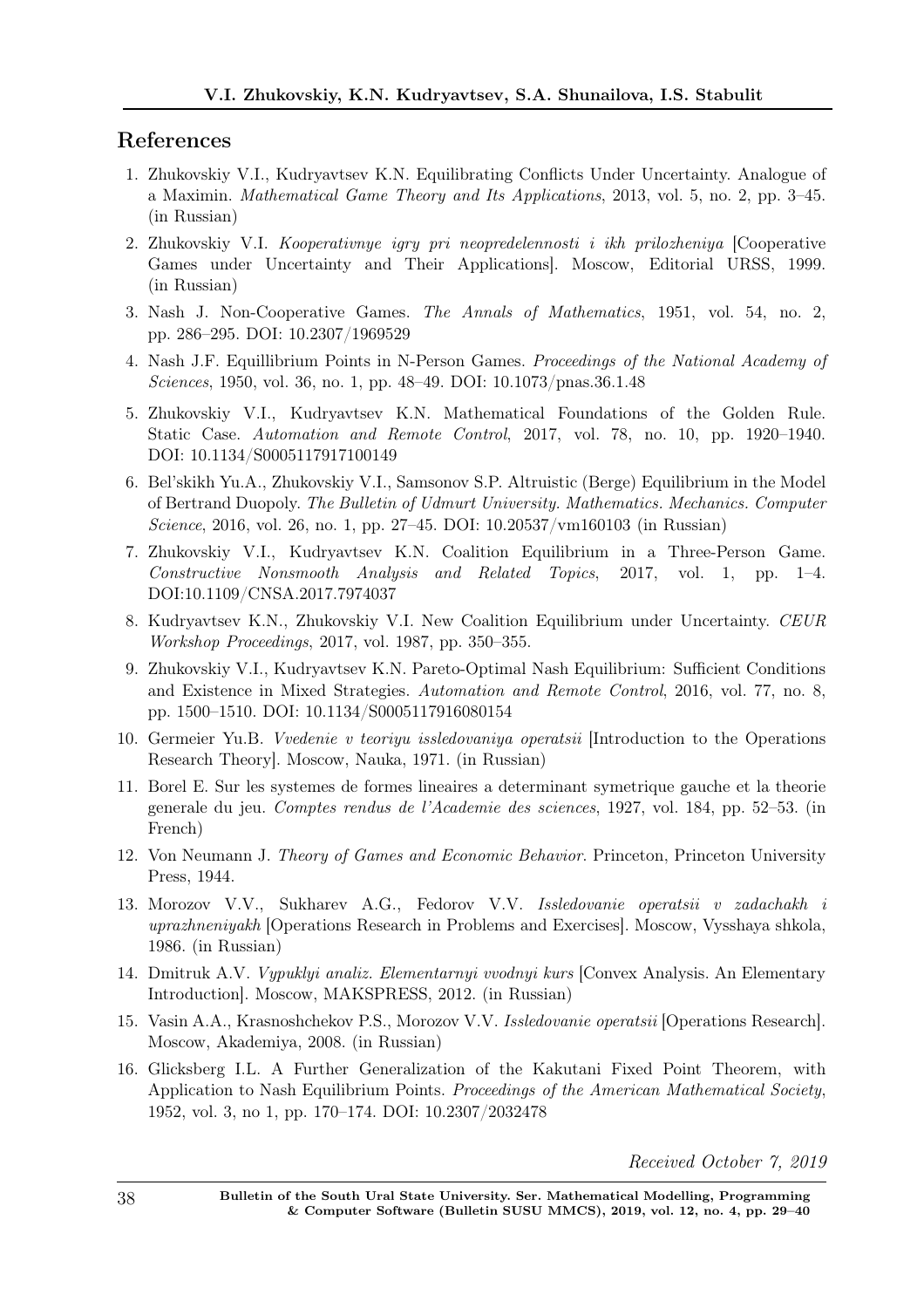## References

1. Zhukovskiy V.I., Kudryavtsev K.N. Equilibrating Conflicts Under Uncertainty. Analogue of a Maximin. *Mathematical Game Theory and Its Applications*, 2013, vol. 5, no. 2, pp. 3–45. (in Russian)
2. Zhukovskiy V.I. *Kooperativnye igry pri neopredelennosti i ikh prilozheniya* [Cooperative Games under Uncertainty and Their Applications]. Moscow, Editorial URSS, 1999. (in Russian)
3. Nash J. Non-Cooperative Games. *The Annals of Mathematics*, 1951, vol. 54, no. 2, pp. 286–295. DOI: 10.2307/1969529
4. Nash J.F. Equillibrium Points in N-Person Games. *Proceedings of the National Academy of Sciences*, 1950, vol. 36, no. 1, pp. 48–49. DOI: 10.1073/pnas.36.1.48
5. Zhukovskiy V.I., Kudryavtsev K.N. Mathematical Foundations of the Golden Rule. Static Case. *Automation and Remote Control*, 2017, vol. 78, no. 10, pp. 1920–1940. DOI: 10.1134/S0005117917100149
6. Bel'skikh Yu.A., Zhukovskiy V.I., Samsonov S.P. Altruistic (Berge) Equilibrium in the Model of Bertrand Duopoly. *The Bulletin of Udmurt University. Mathematics. Mechanics. Computer Science*, 2016, vol. 26, no. 1, pp. 27–45. DOI: 10.20537/vm160103 (in Russian)
7. Zhukovskiy V.I., Kudryavtsev K.N. Coalition Equilibrium in a Three-Person Game. *Constructive Nonsmooth Analysis and Related Topics*, 2017, vol. 1, pp. 1–4. DOI:10.1109/CNSA.2017.7974037
8. Kudryavtsev K.N., Zhukovskiy V.I. New Coalition Equilibrium under Uncertainty. *CEUR Workshop Proceedings*, 2017, vol. 1987, pp. 350–355.
9. Zhukovskiy V.I., Kudryavtsev K.N. Pareto-Optimal Nash Equilibrium: Sufficient Conditions and Existence in Mixed Strategies. *Automation and Remote Control*, 2016, vol. 77, no. 8, pp. 1500–1510. DOI: 10.1134/S0005117916080154
10. Germeier Yu.B. *Vvedenie v teoriyu issledovaniya operatsii* [Introduction to the Operations Research Theory]. Moscow, Nauka, 1971. (in Russian)
11. Borel E. Sur les systemes de formes lineaires a determinant symetrique gauche et la theorie generale du jeu. *Comptes rendus de l'Academie des sciences*, 1927, vol. 184, pp. 52–53. (in French)
12. Von Neumann J. *Theory of Games and Economic Behavior*. Princeton, Princeton University Press, 1944.
13. Morozov V.V., Sukharev A.G., Fedorov V.V. *Issledovanie operatsii v zadachakh i uprazhneniyakh* [Operations Research in Problems and Exercises]. Moscow, Vysshaya shkola, 1986. (in Russian)
14. Dmitruk A.V. *Vypuklyi analiz. Elementarnyi vvodnyi kurs* [Convex Analysis. An Elementary Introduction]. Moscow, MAKSPRESS, 2012. (in Russian)
15. Vasin A.A., Krasnoshchekov P.S., Morozov V.V. *Issledovanie operatsii* [Operations Research]. Moscow, Akademiya, 2008. (in Russian)
16. Glicksberg I.L. A Further Generalization of the Kakutani Fixed Point Theorem, with Application to Nash Equilibrium Points. *Proceedings of the American Mathematical Society*, 1952, vol. 3, no 1, pp. 170–174. DOI: 10.2307/2032478

*Received October 7, 2019*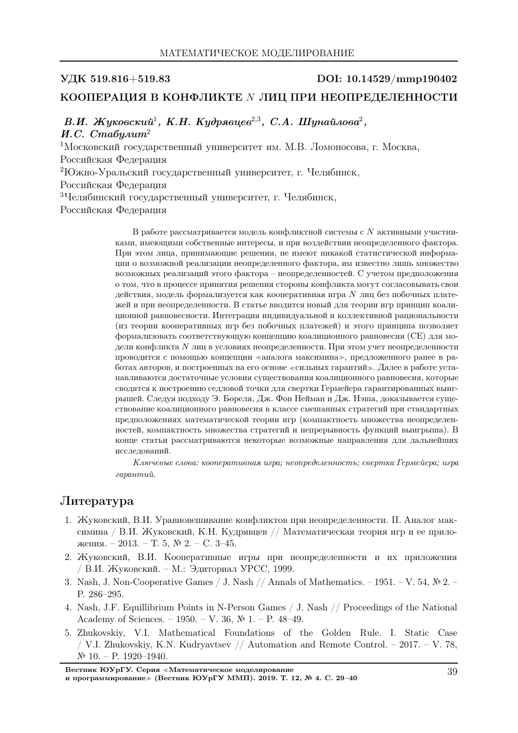УДК 519.816+519.83 DOI: 10.14529/mmp190402

## КООПЕРАЦИЯ В КОНФЛИКТЕ $N$ ЛИЦ ПРИ НЕОПРЕДЕЛЕННОСТИ

***В.И. Жуковский*[1], *К.Н. Кудрявцев*[2,3], *С.А. Шунайлова*[2], *И.С. Стабулит*[2]**

[1]Московский государственный университет им. М.В. Ломоносова, г. Москва, Российская Федерация

[2]Южно-Уральский государственный университет, г. Челябинск, Российская Федерация

[3]Челябинский государственный университет, г. Челябинск, Российская Федерация

В работе рассматривается модель конфликтной системы с $N$ активными участниками, имеющими собственные интересы, и при воздействии неопределенного фактора. При этом лица, принимающие решения, не имеют никакой статистической информации о возможной реализации неопределенного фактора, им известно лишь множество возможных реализаций этого фактора – неопределенностей. С учетом предположения о том, что в процессе принятия решения стороны конфликта могут согласовывать свои действия, модель формализуется как кооперативная игра $N$ лиц без побочных платежей и при неопределенности. В статье вводится новый для теории игр принцип коалиционной равновесности. Интеграция индивидуальной и коллективной рациональности (из теории кооперативных игр без побочных платежей) и этого принципа позволяет формализовать соответствующую концепцию коалиционного равновесия (CE) для модели конфликта $N$ лиц в условиях неопределенности. При этом учет неопределенности проводится с помощью концепции «аналога максимина», предложенного ранее в работах авторов, и построенных на его основе «сильных гарантий». Далее в работе устанавливаются достаточные условия существования коалиционного равновесия, которые сводятся к построению седловой точки для свертки Гермейера гарантированных выигрышей. Следуя подходу Э. Бореля, Дж. Фон Неймана и Дж. Нэша, доказывается существование коалиционного равновесия в классе смешанных стратегий при стандартных предположениях математической теории игр (компактность множества неопределенностей, компактность множества стратегий и непрерывность функций выигрыша). В конце статьи рассматриваются некоторые возможные направления для дальнейших исследований.

*Ключевые слова: кооперативная игра; неопределенность; свертка Гермейера; игра гарантий.*

## Литература

1. Жуковский, В.И. Уравновешивание конфликтов при неопределенности. II. Аналог максимина / В.И. Жуковский, К.Н. Кудрявцев // Математическая теория игр и ее приложения. – 2013. – Т. 5, № 2. – С. 3–45.
2. Жуковский, В.И. Кооперативные игры при неопределенности и их приложения / В.И. Жуковский. – М.: Эдиториал УРСС, 1999.
3. Nash, J. Non-Cooperative Games / J. Nash // Annals of Mathematics. – 1951. – V. 54, № 2. – P. 286–295.
4. Nash, J.F. Equillibrium Points in N-Person Games / J. Nash // Proceedings of the National Academy of Sciences. – 1950. – V. 36, № 1. – P. 48–49.
5. Zhukovskiy, V.I. Mathematical Foundations of the Golden Rule. I. Static Case / V.I. Zhukovskiy, K.N. Kudryavtsev // Automation and Remote Control. – 2017. – V. 78, № 10. – P. 1920–1940.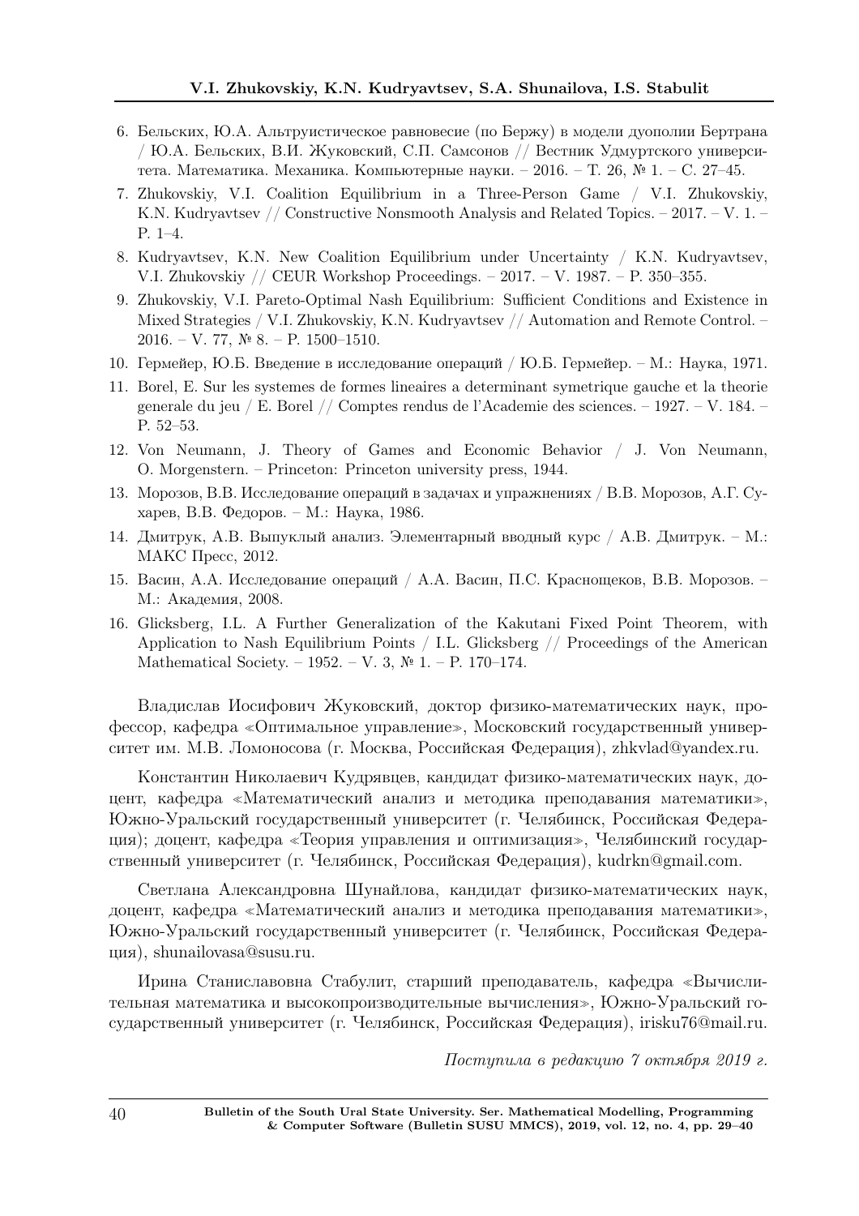6. Бельских, Ю.А. Альтруистическое равновесие (по Бержу) в модели дуополии Бертрана / Ю.А. Бельских, В.И. Жуковский, С.П. Самсонов // Вестник Удмуртского университета. Математика. Механика. Компьютерные науки. – 2016. – Т. 26, № 1. – С. 27–45.
7. Zhukovskiy, V.I. Coalition Equilibrium in a Three-Person Game / V.I. Zhukovskiy, K.N. Kudryavtsev // Constructive Nonsmooth Analysis and Related Topics. – 2017. – V. 1. – P. 1–4.
8. Kudryavtsev, K.N. New Coalition Equilibrium under Uncertainty / K.N. Kudryavtsev, V.I. Zhukovskiy // CEUR Workshop Proceedings. – 2017. – V. 1987. – P. 350–355.
9. Zhukovskiy, V.I. Pareto-Optimal Nash Equilibrium: Sufficient Conditions and Existence in Mixed Strategies / V.I. Zhukovskiy, K.N. Kudryavtsev // Automation and Remote Control. – 2016. – V. 77, № 8. – P. 1500–1510.
10. Гермейер, Ю.Б. Введение в исследование операций / Ю.Б. Гермейер. – М.: Наука, 1971.
11. Borel, E. Sur les systemes de formes lineaires a determinant symetrique gauche et la theorie generale du jeu / E. Borel // Comptes rendus de l'Academie des sciences. – 1927. – V. 184. – P. 52–53.
12. Von Neumann, J. Theory of Games and Economic Behavior / J. Von Neumann, O. Morgenstern. – Princeton: Princeton university press, 1944.
13. Морозов, В.В. Исследование операций в задачах и упражнениях / В.В. Морозов, А.Г. Сухарев, В.В. Федоров. – М.: Наука, 1986.
14. Дмитрук, А.В. Выпуклый анализ. Элементарный вводный курс / А.В. Дмитрук. – М.: МАКС Пресс, 2012.
15. Васин, А.А. Исследование операций / А.А. Васин, П.С. Краснощеков, В.В. Морозов. – М.: Академия, 2008.
16. Glicksberg, I.L. A Further Generalization of the Kakutani Fixed Point Theorem, with Application to Nash Equilibrium Points / I.L. Glicksberg // Proceedings of the American Mathematical Society. – 1952. – V. 3, № 1. – P. 170–174.

Владислав Иосифович Жуковский, доктор физико-математических наук, профессор, кафедра «Оптимальное управление», Московский государственный университет им. М.В. Ломоносова (г. Москва, Российская Федерация), zhkvlad@yandex.ru.

Константин Николаевич Кудрявцев, кандидат физико-математических наук, доцент, кафедра «Математический анализ и методика преподавания математики», Южно-Уральский государственный университет (г. Челябинск, Российская Федерация); доцент, кафедра «Теория управления и оптимизация», Челябинский государственный университет (г. Челябинск, Российская Федерация), kudrkn@gmail.com.

Светлана Александровна Шунайлова, кандидат физико-математических наук, доцент, кафедра «Математический анализ и методика преподавания математики», Южно-Уральский государственный университет (г. Челябинск, Российская Федерация), shunailovasa@susu.ru.

Ирина Станиславовна Стабулит, старший преподаватель, кафедра «Вычислительная математика и высокопроизводительные вычисления», Южно-Уральский государственный университет (г. Челябинск, Российская Федерация), irisku76@mail.ru.

*Поступила в редакцию 7 октября 2019 г.*